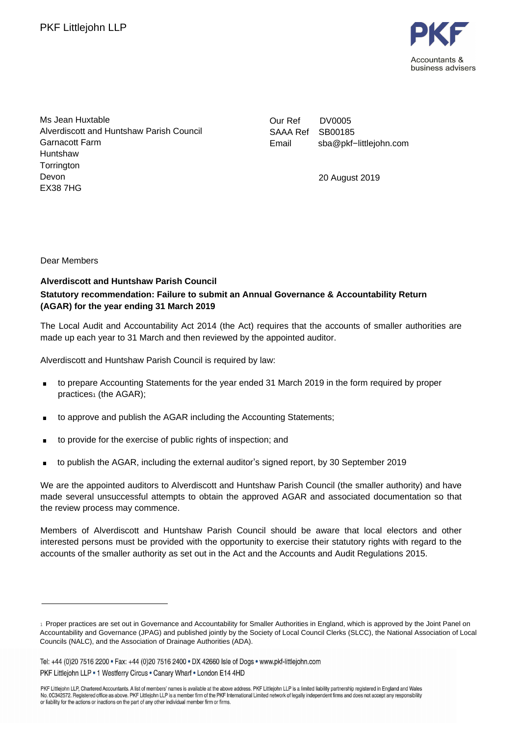PKF Littlejohn LLP

Accountants & business advisers

Ms Jean Huxtable
Alverdiscott and Huntshaw Parish Council
Garnacott Farm
Huntshaw
Torrington
Devon
EX38 7HG

Our Ref DV0005
SAAA Ref SB00185
Email sba@pkf-littlejohn.com

20 August 2019

Dear Members

**Alverdiscott and Huntshaw Parish Council**

**Statutory recommendation: Failure to submit an Annual Governance & Accountability Return (AGAR) for the year ending 31 March 2019**

The Local Audit and Accountability Act 2014 (the Act) requires that the accounts of smaller authorities are made up each year to 31 March and then reviewed by the appointed auditor.

Alverdiscott and Huntshaw Parish Council is required by law:

- to prepare Accounting Statements for the year ended 31 March 2019 in the form required by proper practices[1] (the AGAR);
- to approve and publish the AGAR including the Accounting Statements;
- to provide for the exercise of public rights of inspection; and
- to publish the AGAR, including the external auditor's signed report, by 30 September 2019

We are the appointed auditors to Alverdiscott and Huntshaw Parish Council (the smaller authority) and have made several unsuccessful attempts to obtain the approved AGAR and associated documentation so that the review process may commence.

Members of Alverdiscott and Huntshaw Parish Council should be aware that local electors and other interested persons must be provided with the opportunity to exercise their statutory rights with regard to the accounts of the smaller authority as set out in the Act and the Accounts and Audit Regulations 2015.

[1] Proper practices are set out in Governance and Accountability for Smaller Authorities in England, which is approved by the Joint Panel on Accountability and Governance (JPAG) and published jointly by the Society of Local Council Clerks (SLCC), the National Association of Local Councils (NALC), and the Association of Drainage Authorities (ADA).

Tel: +44 (0)20 7516 2200 • Fax: +44 (0)20 7516 2400 • DX 42660 Isle of Dogs • www.pkf-littlejohn.com
PKF Littlejohn LLP • 1 Westferry Circus • Canary Wharf • London E14 4HD

PKF Littlejohn LLP, Chartered Accountants. A list of members' names is available at the above address. PKF Littlejohn LLP is a limited liability partnership registered in England and Wales No. 0C342572. Registered office as above. PKF Littlejohn LLP is a member firm of the PKF International Limited network of legally independent firms and does not accept any responsibility or liability for the actions or inactions on the part of any other individual member firm or firms.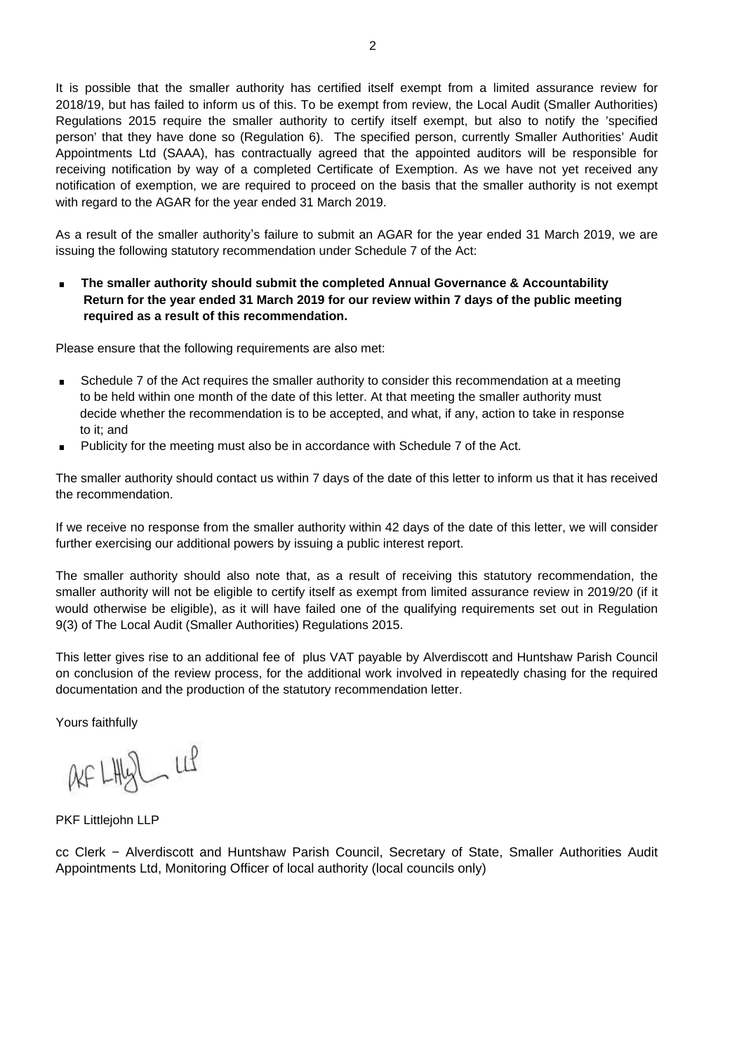It is possible that the smaller authority has certified itself exempt from a limited assurance review for 2018/19, but has failed to inform us of this. To be exempt from review, the Local Audit (Smaller Authorities) Regulations 2015 require the smaller authority to certify itself exempt, but also to notify the 'specified person' that they have done so (Regulation 6). The specified person, currently Smaller Authorities' Audit Appointments Ltd (SAAA), has contractually agreed that the appointed auditors will be responsible for receiving notification by way of a completed Certificate of Exemption. As we have not yet received any notification of exemption, we are required to proceed on the basis that the smaller authority is not exempt with regard to the AGAR for the year ended 31 March 2019.

As a result of the smaller authority's failure to submit an AGAR for the year ended 31 March 2019, we are issuing the following statutory recommendation under Schedule 7 of the Act:

- **The smaller authority should submit the completed Annual Governance & Accountability Return for the year ended 31 March 2019 for our review within 7 days of the public meeting required as a result of this recommendation.**

Please ensure that the following requirements are also met:

- Schedule 7 of the Act requires the smaller authority to consider this recommendation at a meeting to be held within one month of the date of this letter. At that meeting the smaller authority must decide whether the recommendation is to be accepted, and what, if any, action to take in response to it; and
- Publicity for the meeting must also be in accordance with Schedule 7 of the Act.

The smaller authority should contact us within 7 days of the date of this letter to inform us that it has received the recommendation.

If we receive no response from the smaller authority within 42 days of the date of this letter, we will consider further exercising our additional powers by issuing a public interest report.

The smaller authority should also note that, as a result of receiving this statutory recommendation, the smaller authority will not be eligible to certify itself as exempt from limited assurance review in 2019/20 (if it would otherwise be eligible), as it will have failed one of the qualifying requirements set out in Regulation 9(3) of The Local Audit (Smaller Authorities) Regulations 2015.

This letter gives rise to an additional fee of  plus VAT payable by Alverdiscott and Huntshaw Parish Council on conclusion of the review process, for the additional work involved in repeatedly chasing for the required documentation and the production of the statutory recommendation letter.

Yours faithfully

PKF Littlejohn LLP

PKF Littlejohn LLP

cc Clerk − Alverdiscott and Huntshaw Parish Council, Secretary of State, Smaller Authorities Audit Appointments Ltd, Monitoring Officer of local authority (local councils only)